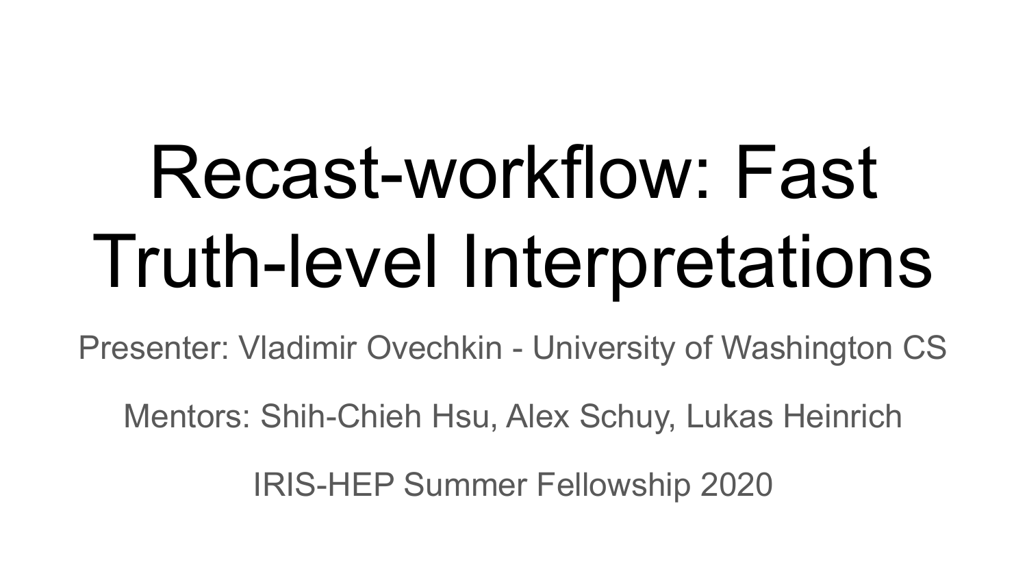# Recast-workflow: Fast Truth-level Interpretations

Presenter: Vladimir Ovechkin - University of Washington CS

Mentors: Shih-Chieh Hsu, Alex Schuy, Lukas Heinrich

IRIS-HEP Summer Fellowship 2020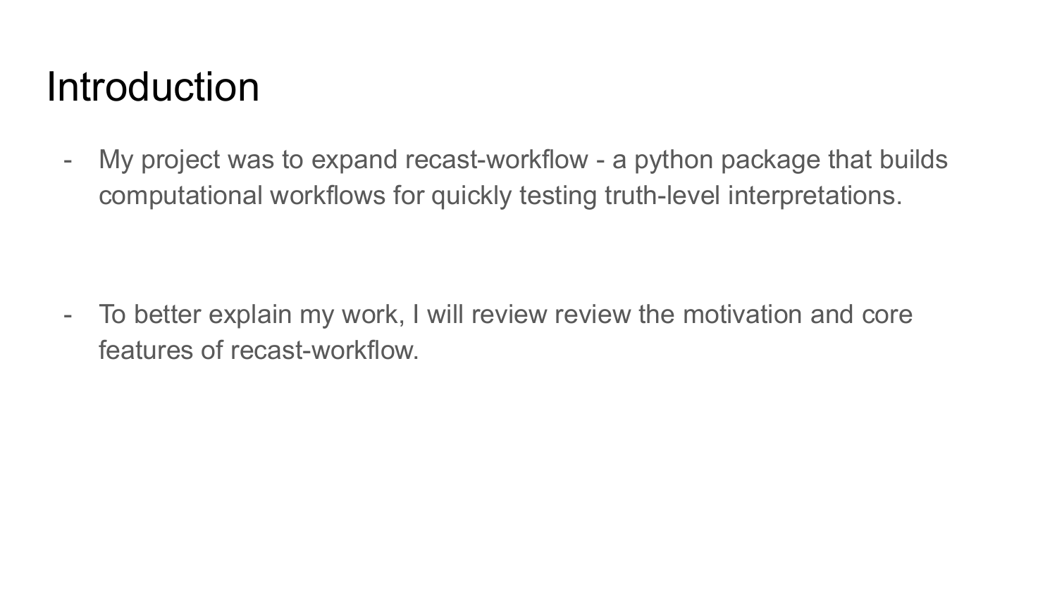# Introduction

- My project was to expand recast-workflow - a python package that builds computational workflows for quickly testing truth-level interpretations.

- To better explain my work, I will review review the motivation and core features of recast-workflow.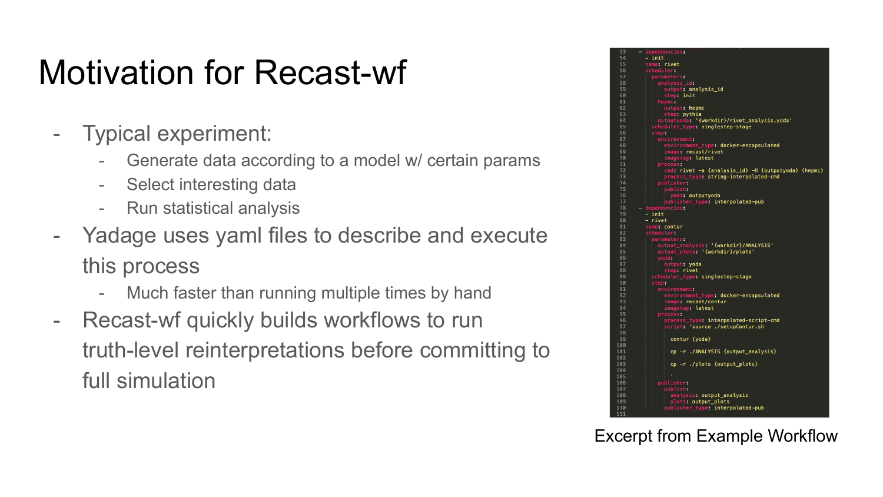# Motivation for Recast-wf

- Typical experiment:
  - Generate data according to a model w/ certain params
  - Select interesting data
  - Run statistical analysis
- Yadage uses yaml files to describe and execute this process
  - Much faster than running multiple times by hand
- Recast-wf quickly builds workflows to run truth-level reinterpretations before committing to full simulation

```
53  - dependencies:
54    - init
55    name: rivet
56    scheduler:
57      parameters:
58        analysis_id:
59          output: analysis_id
60          step: init
61        hepmc:
62          output: hepmc
63          step: pythia
64        outputyoda: '{workdir}/rivet_analysis.yoda'
65      scheduler_type: singlestep-stage
66      step:
67        environment:
68          environment_type: docker-encapsulated
69          image: recast/rivet
70          imagetag: latest
71        process:
72          cmd: rivet -a {analysis_id} -H {outputyoda} {hepmc}
73          process_type: string-interpolated-cmd
74        publisher:
75          publish:
76            yoda: outputyoda
77          publisher_type: interpolated-pub
78  - dependencies:
79    - init
80    - rivet
81    name: contur
82    scheduler:
83      parameters:
84        output_analysis: '{workdir}/ANALYSIS'
85        output_plots: '{workdir}/plots'
86        yoda:
87          output: yoda
88          step: rivet
89      scheduler_type: singlestep-stage
90      step:
91        environment:
92          environment_type: docker-encapsulated
93          image: recast/contur
94          imagetag: latest
95        process:
96          process_type: interpolated-script-cmd
97          script: 'source ./setupContur.sh
98
99            contur {yoda}
100
101           cp -r ./ANALYSIS {output_analysis}
102
103           cp -r ./plots {output_plots}
104
105           '
106       publisher:
107         publish:
108           analysis: output_analysis
109           plots: output_plots
110         publisher_type: interpolated-pub
111
```

Excerpt from Example Workflow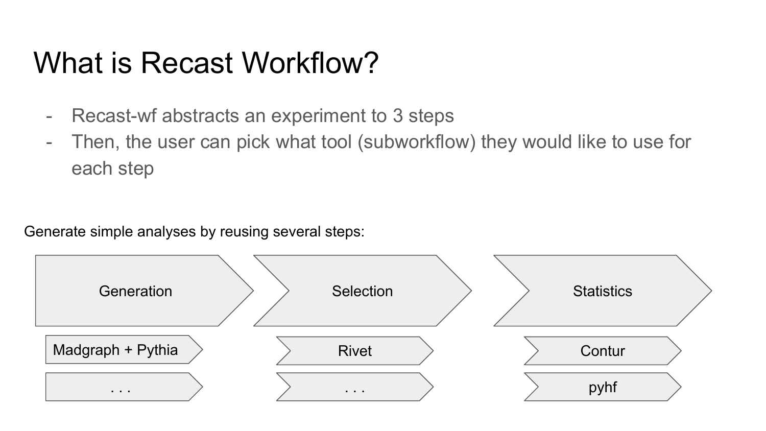# What is Recast Workflow?

- Recast-wf abstracts an experiment to 3 steps
- Then, the user can pick what tool (subworkflow) they would like to use for each step

Generate simple analyses by reusing several steps:

| Generation | Selection | Statistics |
| --- | --- | --- |
| Madgraph + Pythia | Rivet | Contur |
| . . . | . . . | pyhf |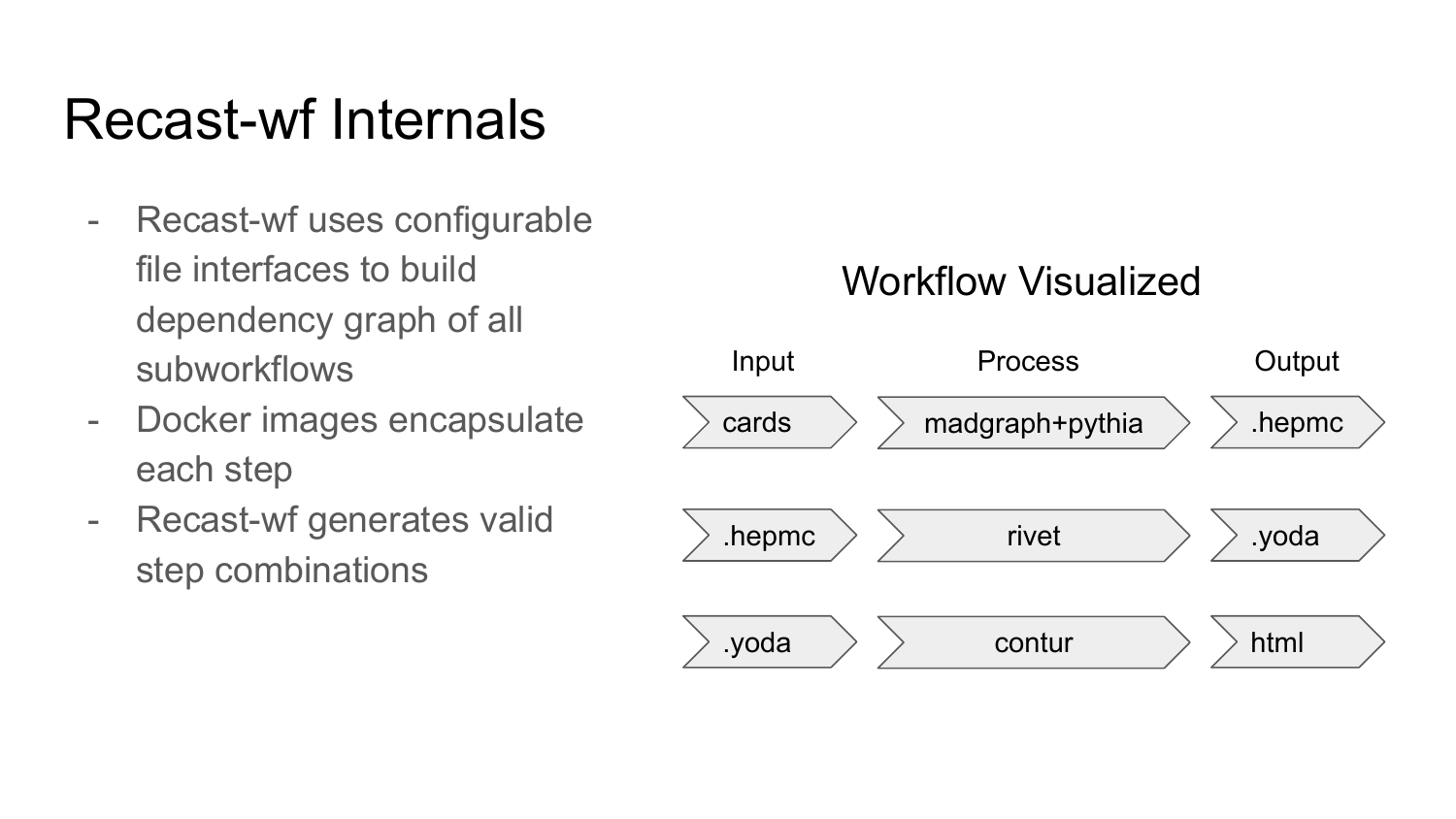# Recast-wf Internals

- Recast-wf uses configurable file interfaces to build dependency graph of all subworkflows
- Docker images encapsulate each step
- Recast-wf generates valid step combinations

## Workflow Visualized

| Input | Process | Output |
| --- | --- | --- |
| cards | madgraph+pythia | .hepmc |
| .hepmc | rivet | .yoda |
| .yoda | contur | html |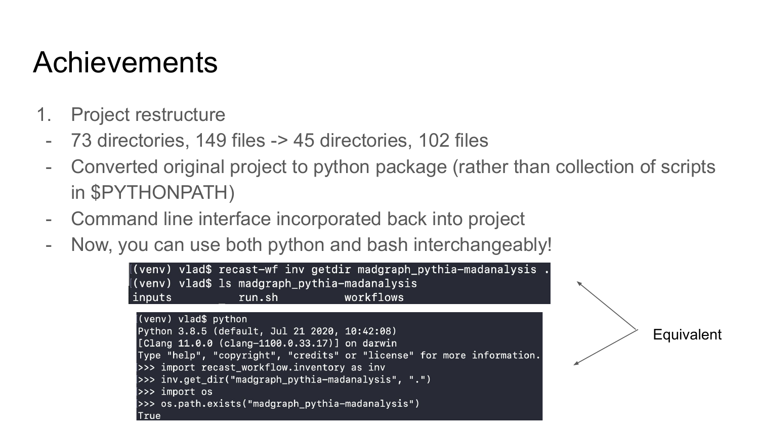# Achievements

1. Project restructure

- 73 directories, 149 files -> 45 directories, 102 files
- Converted original project to python package (rather than collection of scripts in $PYTHONPATH)
- Command line interface incorporated back into project
- Now, you can use both python and bash interchangeably!

```
(venv) vlad$ recast-wf inv getdir madgraph_pythia-madanalysis .
(venv) vlad$ ls madgraph_pythia-madanalysis
inputs          run.sh          workflows
```

```
(venv) vlad$ python
Python 3.8.5 (default, Jul 21 2020, 10:42:08)
[Clang 11.0.0 (clang-1100.0.33.17)] on darwin
Type "help", "copyright", "credits" or "license" for more information.
>>> import recast_workflow.inventory as inv
>>> inv.get_dir("madgraph_pythia-madanalysis", ".")
>>> import os
>>> os.path.exists("madgraph_pythia-madanalysis")
True
```

Equivalent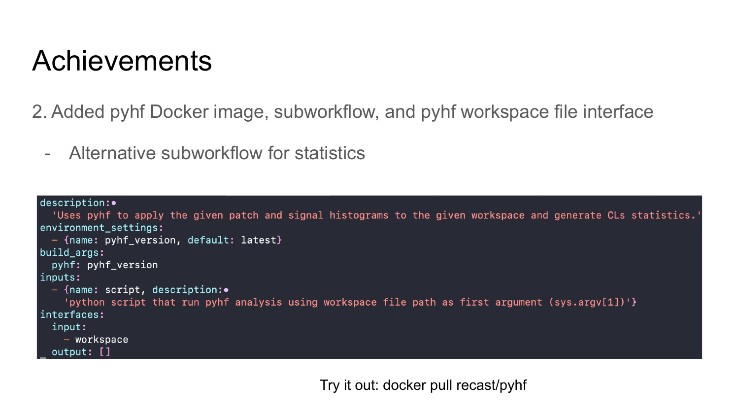# Achievements

2. Added pyhf Docker image, subworkflow, and pyhf workspace file interface

- Alternative subworkflow for statistics

```
description:
  'Uses pyhf to apply the given patch and signal histograms to the given workspace and generate CLs statistics.'
environment_settings:
  - {name: pyhf_version, default: latest}
build_args:
  pyhf: pyhf_version
inputs:
  - {name: script, description:
    'python script that run pyhf analysis using workspace file path as first argument (sys.argv[1])'}
interfaces:
  input:
    - workspace
  output: []
```

Try it out: docker pull recast/pyhf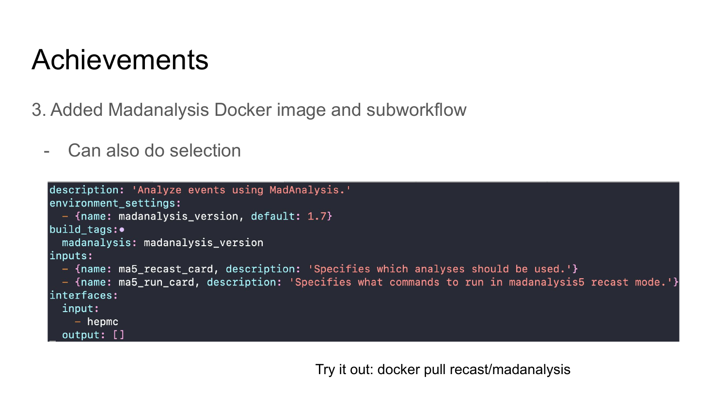# Achievements

3. Added Madanalysis Docker image and subworkflow

- Can also do selection

```
description: 'Analyze events using MadAnalysis.'
environment_settings:
  - {name: madanalysis_version, default: 1.7}
build_tags:
  madanalysis: madanalysis_version
inputs:
  - {name: ma5_recast_card, description: 'Specifies which analyses should be used.'}
  - {name: ma5_run_card, description: 'Specifies what commands to run in madanalysis5 recast mode.'}
interfaces:
  input:
    - hepmc
  output: []
```

Try it out: docker pull recast/madanalysis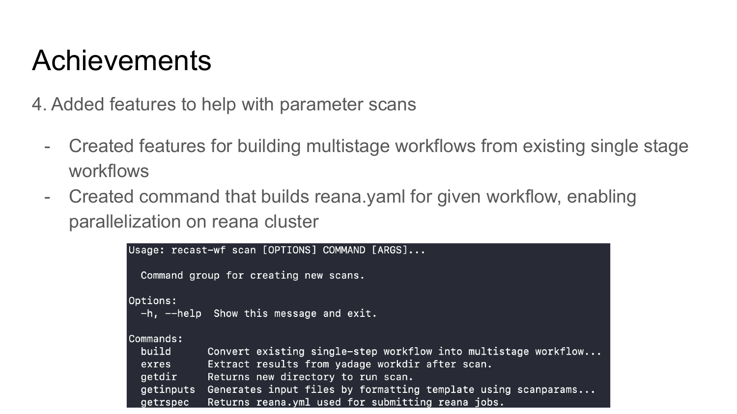# Achievements

4. Added features to help with parameter scans

- Created features for building multistage workflows from existing single stage workflows
- Created command that builds reana.yaml for given workflow, enabling parallelization on reana cluster

```
Usage: recast-wf scan [OPTIONS] COMMAND [ARGS]...

  Command group for creating new scans.

Options:
  -h, --help  Show this message and exit.

Commands:
  build      Convert existing single-step workflow into multistage workflow...
  exres      Extract results from yadage workdir after scan.
  getdir     Returns new directory to run scan.
  getinputs  Generates input files by formatting template using scanparams...
  getrspec   Returns reana.yml used for submitting reana jobs.
```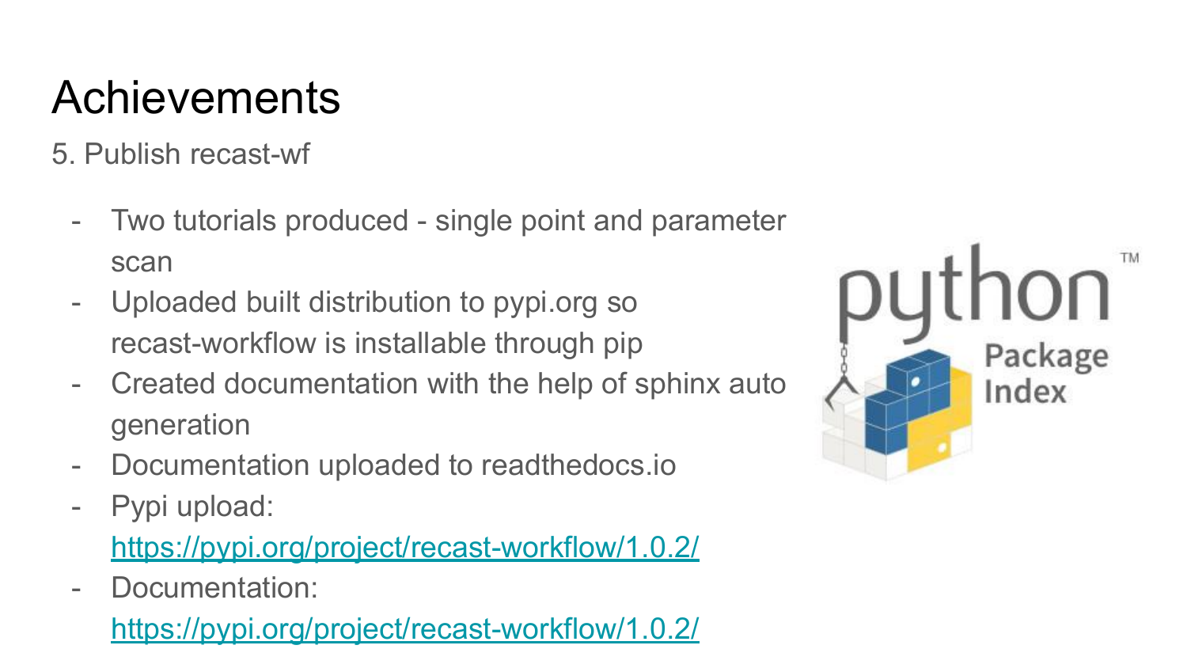# Achievements

5. Publish recast-wf

- Two tutorials produced - single point and parameter scan
- Uploaded built distribution to pypi.org so recast-workflow is installable through pip
- Created documentation with the help of sphinx auto generation
- Documentation uploaded to readthedocs.io
- Pypi upload: https://pypi.org/project/recast-workflow/1.0.2/
- Documentation: https://pypi.org/project/recast-workflow/1.0.2/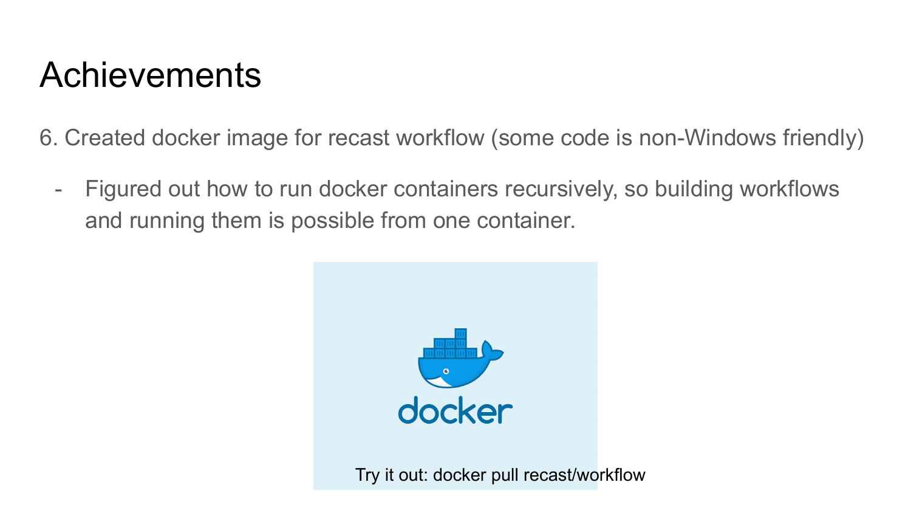# Achievements

6. Created docker image for recast workflow (some code is non-Windows friendly)

- Figured out how to run docker containers recursively, so building workflows and running them is possible from one container.

Try it out: docker pull recast/workflow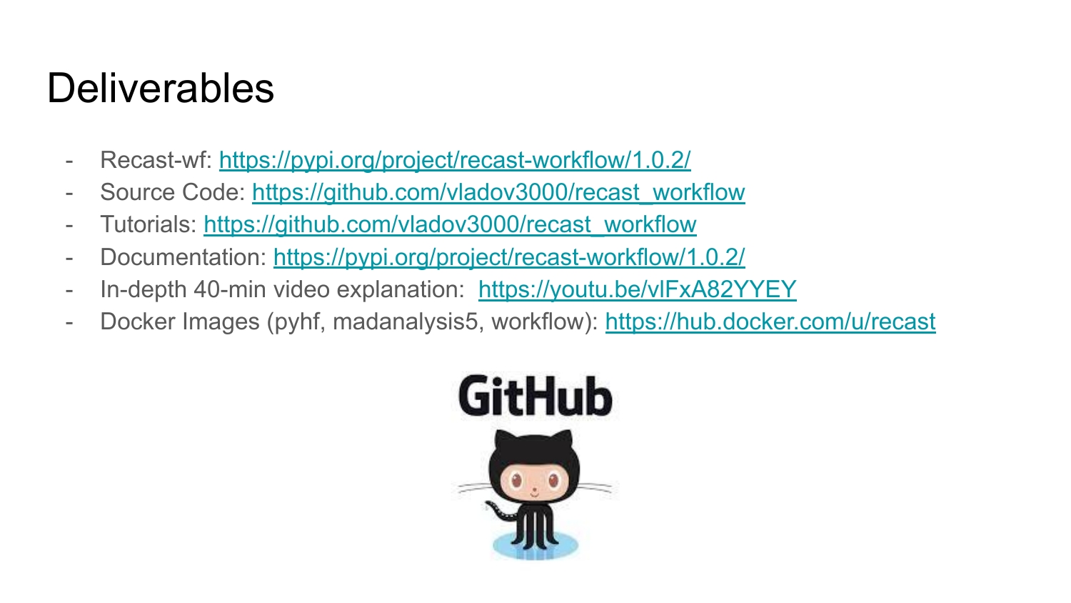# Deliverables

- Recast-wf: https://pypi.org/project/recast-workflow/1.0.2/
- Source Code: https://github.com/vladov3000/recast_workflow
- Tutorials: https://github.com/vladov3000/recast_workflow
- Documentation: https://pypi.org/project/recast-workflow/1.0.2/
- In-depth 40-min video explanation: https://youtu.be/vlFxA82YYEY
- Docker Images (pyhf, madanalysis5, workflow): https://hub.docker.com/u/recast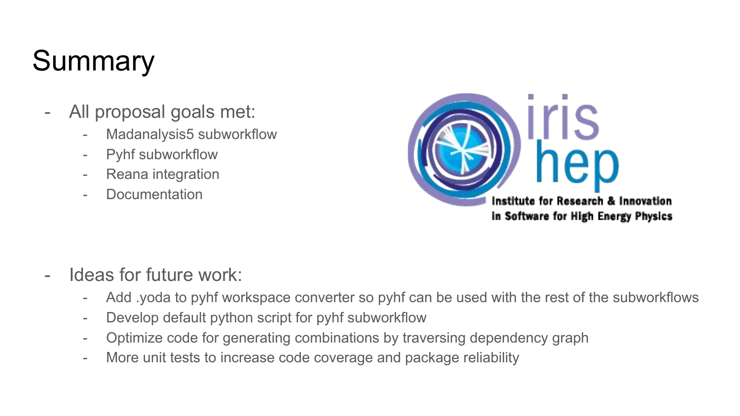# Summary

- All proposal goals met:
  - Madanalysis5 subworkflow
  - Pyhf subworkflow
  - Reana integration
  - Documentation

- Ideas for future work:
  - Add .yoda to pyhf workspace converter so pyhf can be used with the rest of the subworkflows
  - Develop default python script for pyhf subworkflow
  - Optimize code for generating combinations by traversing dependency graph
  - More unit tests to increase code coverage and package reliability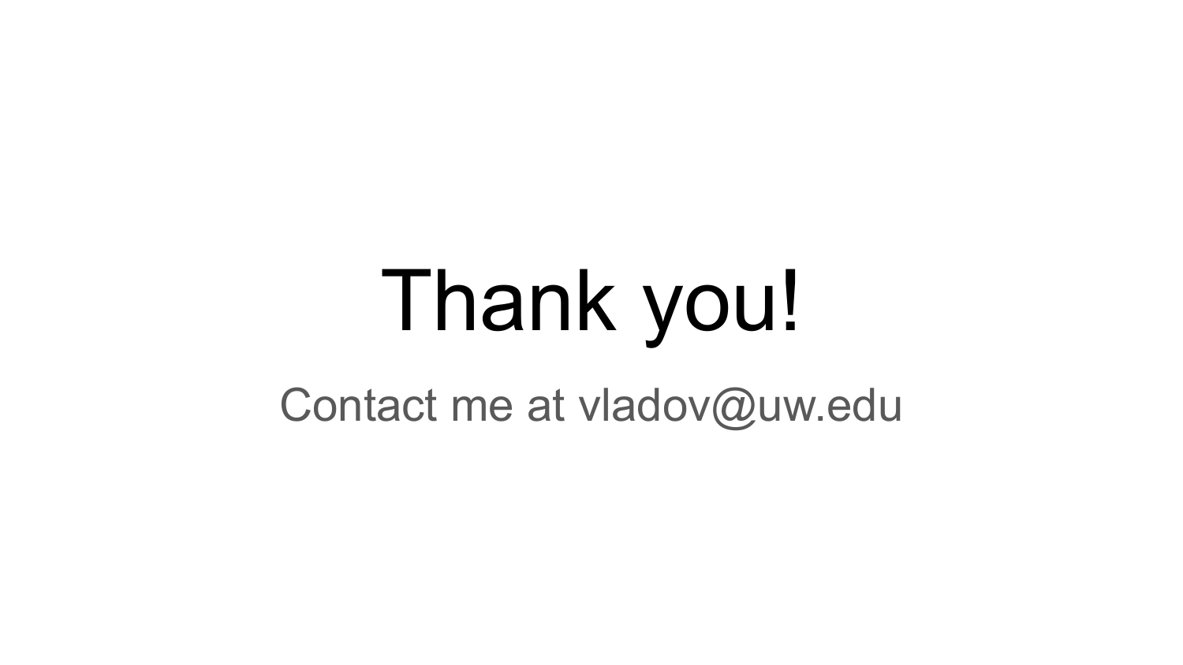# Thank you!

Contact me at vladov@uw.edu